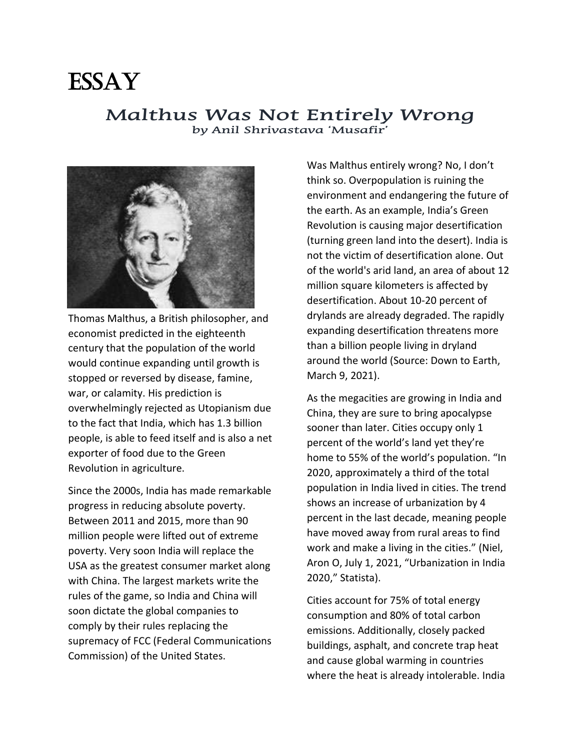# ESSAY

## *Malthus Was Not Entirely Wrong*

*by Anil Shrivastava 'Musafir'*

Thomas Malthus, a British philosopher, and economist predicted in the eighteenth century that the population of the world would continue expanding until growth is stopped or reversed by disease, famine, war, or calamity. His prediction is overwhelmingly rejected as Utopianism due to the fact that India, which has 1.3 billion people, is able to feed itself and is also a net exporter of food due to the Green Revolution in agriculture.

Since the 2000s, India has made remarkable progress in reducing absolute poverty. Between 2011 and 2015, more than 90 million people were lifted out of extreme poverty. Very soon India will replace the USA as the greatest consumer market along with China. The largest markets write the rules of the game, so India and China will soon dictate the global companies to comply by their rules replacing the supremacy of FCC (Federal Communications Commission) of the United States.

Was Malthus entirely wrong? No, I don't think so. Overpopulation is ruining the environment and endangering the future of the earth. As an example, India's Green Revolution is causing major desertification (turning green land into the desert). India is not the victim of desertification alone. Out of the world's arid land, an area of about 12 million square kilometers is affected by desertification. About 10-20 percent of drylands are already degraded. The rapidly expanding desertification threatens more than a billion people living in dryland around the world (Source: Down to Earth, March 9, 2021).

As the megacities are growing in India and China, they are sure to bring apocalypse sooner than later. Cities occupy only 1 percent of the world's land yet they're home to 55% of the world's population. "In 2020, approximately a third of the total population in India lived in cities. The trend shows an increase of urbanization by 4 percent in the last decade, meaning people have moved away from rural areas to find work and make a living in the cities." (Niel, Aron O, July 1, 2021, "Urbanization in India 2020," Statista).

Cities account for 75% of total energy consumption and 80% of total carbon emissions. Additionally, closely packed buildings, asphalt, and concrete trap heat and cause global warming in countries where the heat is already intolerable. India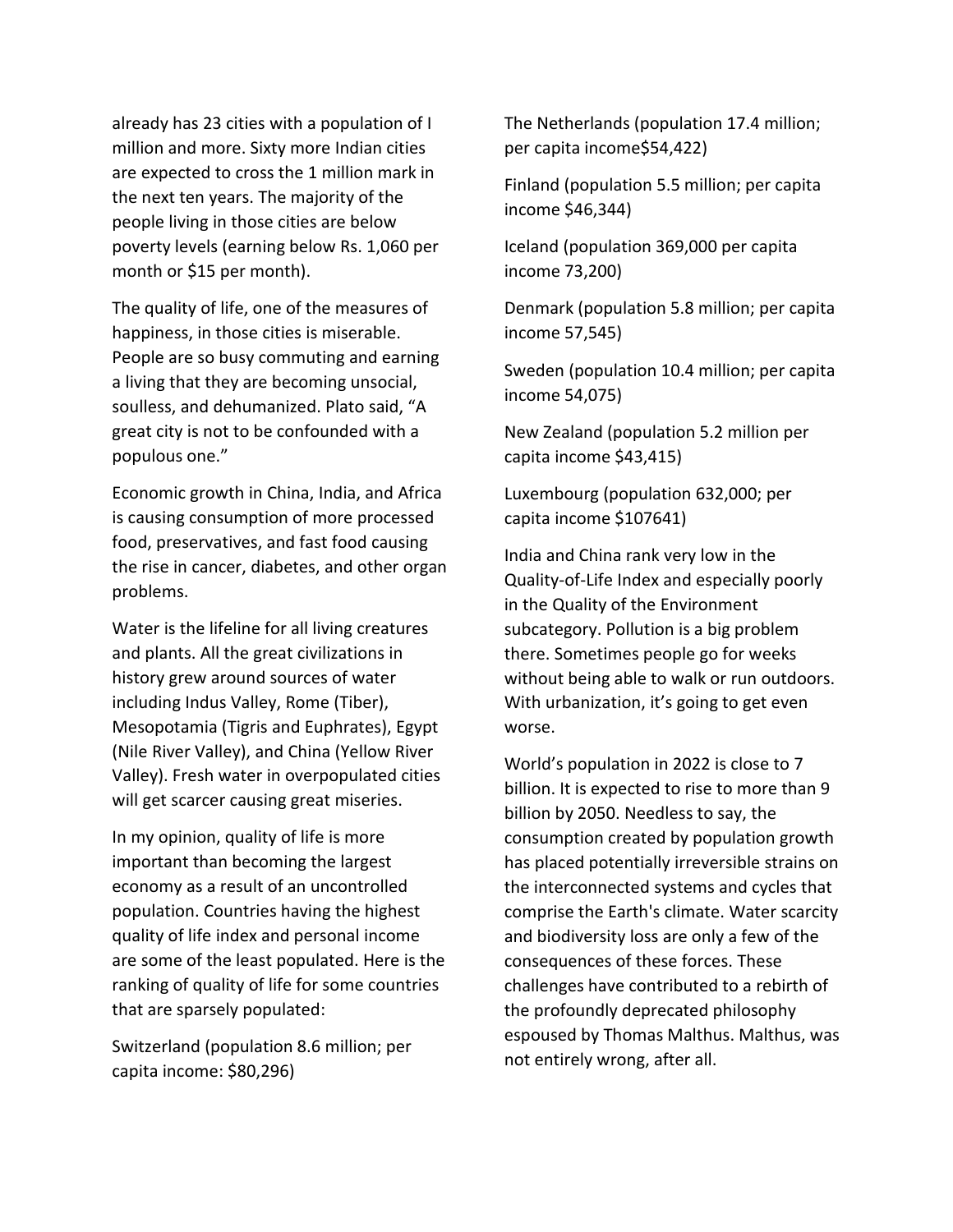already has 23 cities with a population of I million and more. Sixty more Indian cities are expected to cross the 1 million mark in the next ten years. The majority of the people living in those cities are below poverty levels (earning below Rs. 1,060 per month or $15 per month).

The quality of life, one of the measures of happiness, in those cities is miserable. People are so busy commuting and earning a living that they are becoming unsocial, soulless, and dehumanized. Plato said, “A great city is not to be confounded with a populous one.”

Economic growth in China, India, and Africa is causing consumption of more processed food, preservatives, and fast food causing the rise in cancer, diabetes, and other organ problems.

Water is the lifeline for all living creatures and plants. All the great civilizations in history grew around sources of water including Indus Valley, Rome (Tiber), Mesopotamia (Tigris and Euphrates), Egypt (Nile River Valley), and China (Yellow River Valley). Fresh water in overpopulated cities will get scarcer causing great miseries.

In my opinion, quality of life is more important than becoming the largest economy as a result of an uncontrolled population. Countries having the highest quality of life index and personal income are some of the least populated. Here is the ranking of quality of life for some countries that are sparsely populated:

Switzerland (population 8.6 million; per capita income: $80,296)

The Netherlands (population 17.4 million; per capita income$54,422)

Finland (population 5.5 million; per capita income $46,344)

Iceland (population 369,000 per capita income 73,200)

Denmark (population 5.8 million; per capita income 57,545)

Sweden (population 10.4 million; per capita income 54,075)

New Zealand (population 5.2 million per capita income $43,415)

Luxembourg (population 632,000; per capita income $107641)

India and China rank very low in the Quality-of-Life Index and especially poorly in the Quality of the Environment subcategory. Pollution is a big problem there. Sometimes people go for weeks without being able to walk or run outdoors. With urbanization, it’s going to get even worse.

World’s population in 2022 is close to 7 billion. It is expected to rise to more than 9 billion by 2050. Needless to say, the consumption created by population growth has placed potentially irreversible strains on the interconnected systems and cycles that comprise the Earth's climate. Water scarcity and biodiversity loss are only a few of the consequences of these forces. These challenges have contributed to a rebirth of the profoundly deprecated philosophy espoused by Thomas Malthus. Malthus, was not entirely wrong, after all.